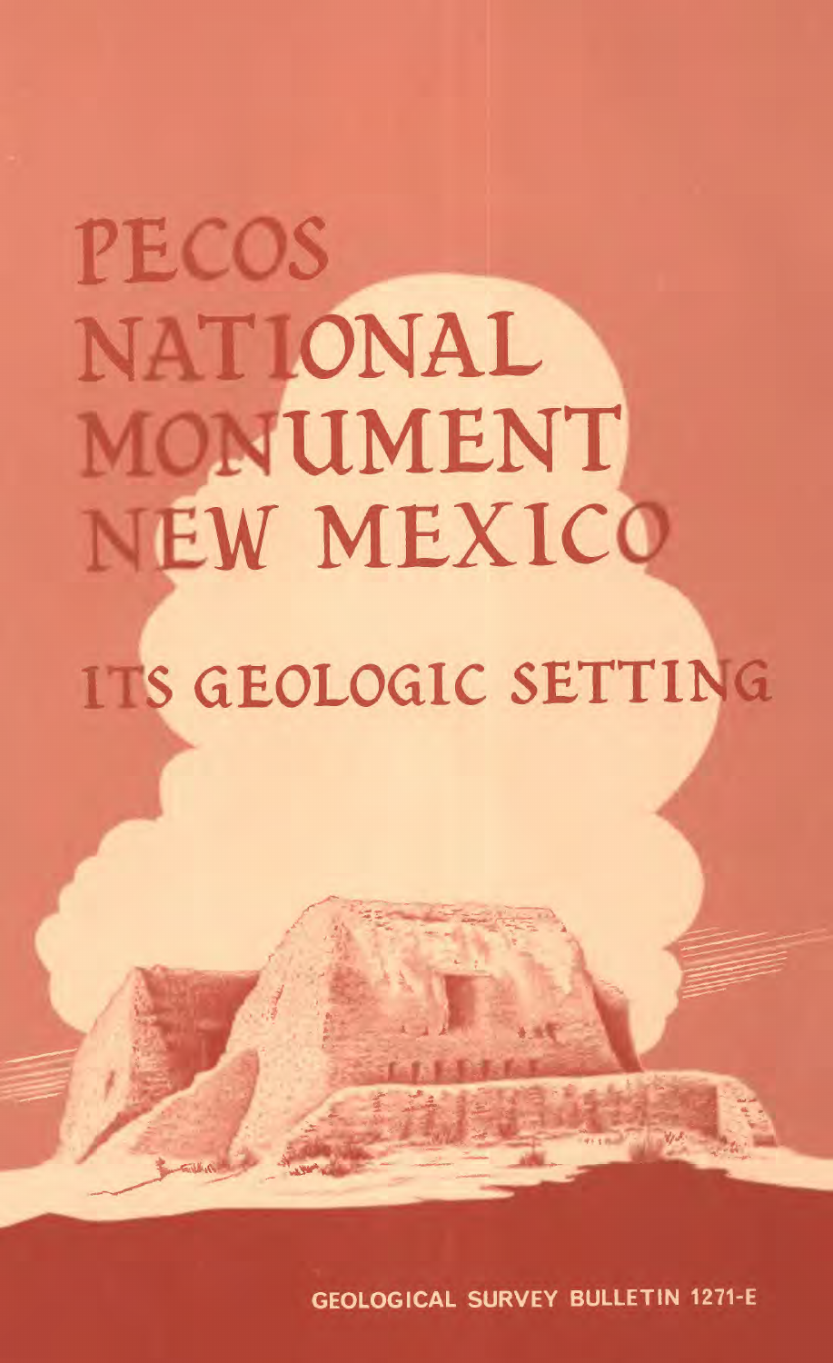# PECOS NATIONAL MONUMENT NEW MEXICO

## ITS GEOLOGIC SETTING

GEOLOGICAL SURVEY BULLETIN 1271-E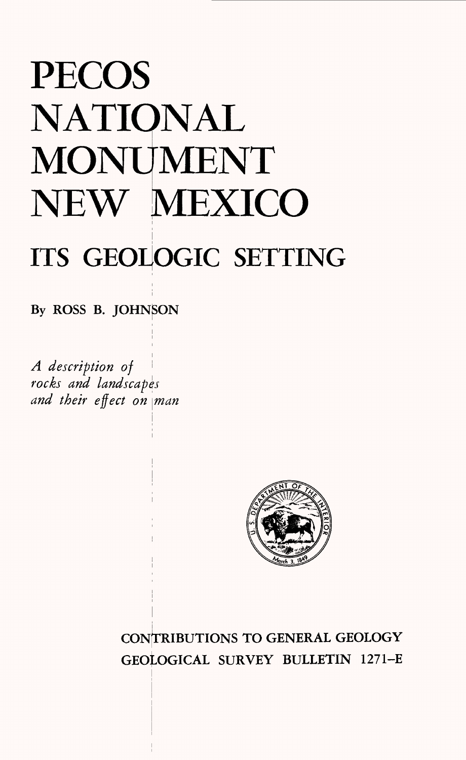# PECOS NATIONAL MONUMENT NEW MEXICO

## ITS GEOLOGIC SETTING

By ROSS B. JOHNSON

*A description of rocks and landscapes and their effect on man*

CONTRIBUTIONS TO GENERAL GEOLOGY

GEOLOGICAL SURVEY BULLETIN 1271–E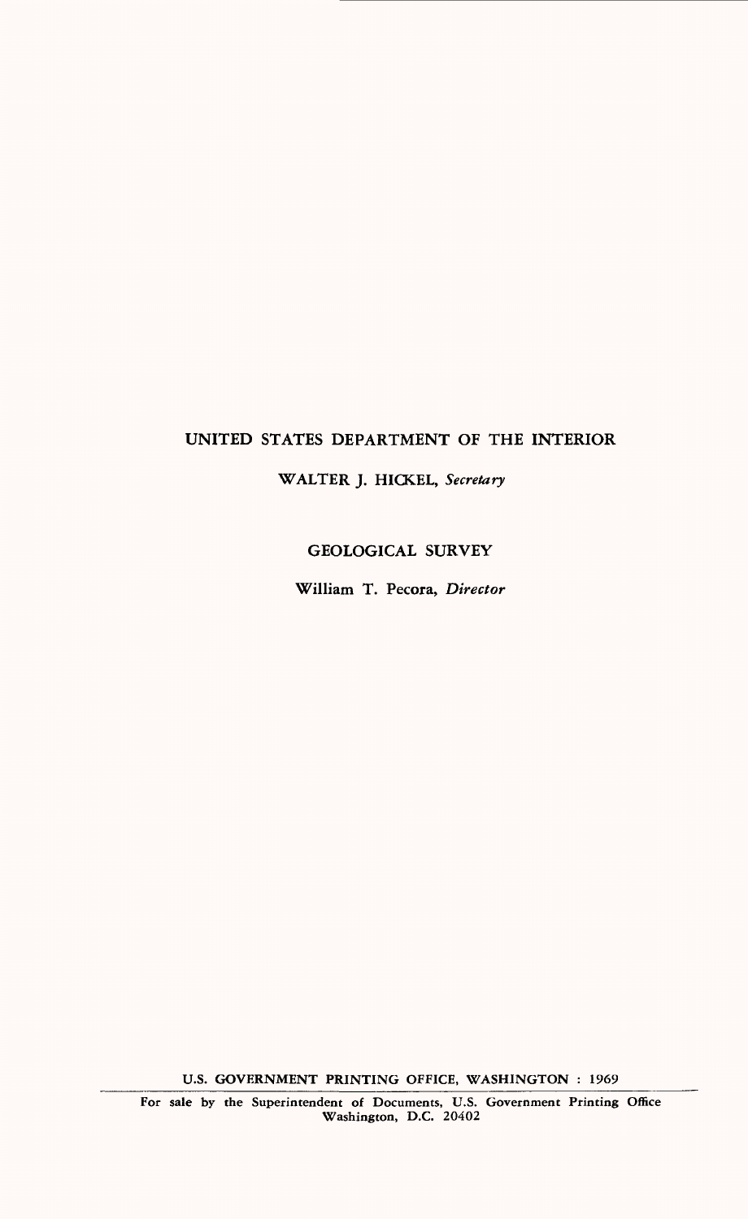UNITED STATES DEPARTMENT OF THE INTERIOR

WALTER J. HICKEL, *Secretary*

GEOLOGICAL SURVEY

William T. Pecora, *Director*

U.S. GOVERNMENT PRINTING OFFICE, WASHINGTON : 1969

For sale by the Superintendent of Documents, U.S. Government Printing Office
Washington, D.C. 20402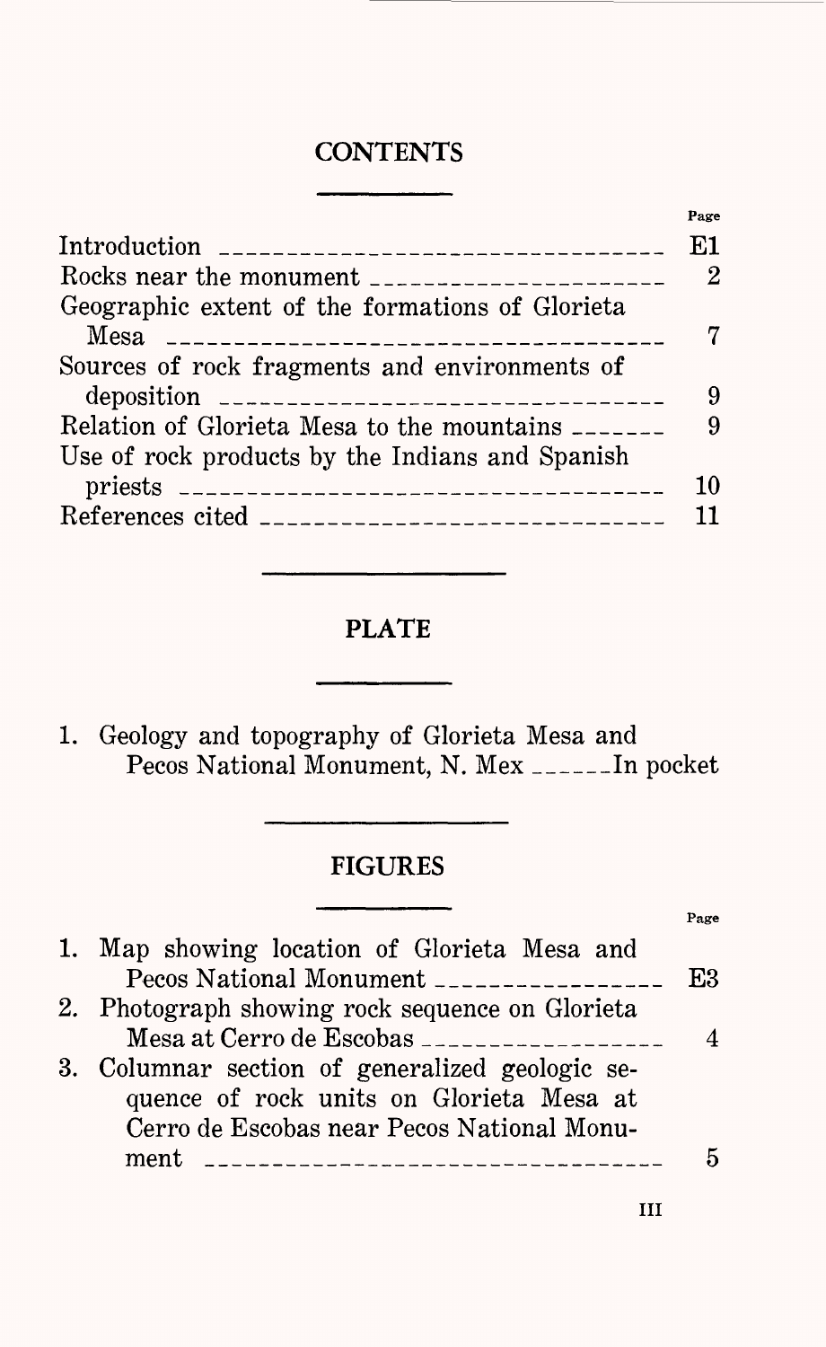# CONTENTS

| | Page |
|---|---|
| Introduction | E1 |
| Rocks near the monument | 2 |
| Geographic extent of the formations of Glorieta Mesa | 7 |
| Sources of rock fragments and environments of deposition | 9 |
| Relation of Glorieta Mesa to the mountains | 9 |
| Use of rock products by the Indians and Spanish priests | 10 |
| References cited | 11 |

# PLATE

1. Geology and topography of Glorieta Mesa and Pecos National Monument, N. Mex ______In pocket

# FIGURES

| | Page |
|---|---|
| 1. Map showing location of Glorieta Mesa and Pecos National Monument | E3 |
| 2. Photograph showing rock sequence on Glorieta Mesa at Cerro de Escobas | 4 |
| 3. Columnar section of generalized geologic sequence of rock units on Glorieta Mesa at Cerro de Escobas near Pecos National Monument | 5 |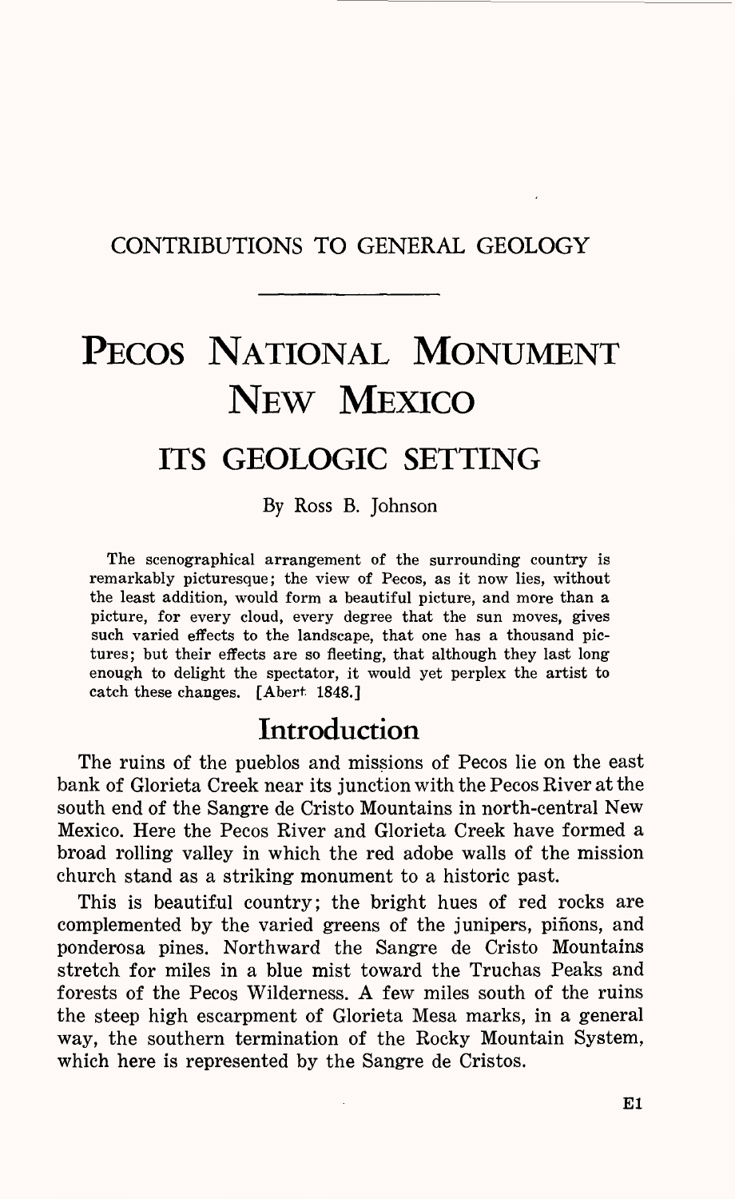CONTRIBUTIONS TO GENERAL GEOLOGY

# PECOS NATIONAL MONUMENT NEW MEXICO

## ITS GEOLOGIC SETTING

By Ross B. Johnson

The scenographical arrangement of the surrounding country is remarkably picturesque; the view of Pecos, as it now lies, without the least addition, would form a beautiful picture, and more than a picture, for every cloud, every degree that the sun moves, gives such varied effects to the landscape, that one has a thousand pictures; but their effects are so fleeting, that although they last long enough to delight the spectator, it would yet perplex the artist to catch these changes. [Abert 1848.]

## Introduction

The ruins of the pueblos and missions of Pecos lie on the east bank of Glorieta Creek near its junction with the Pecos River at the south end of the Sangre de Cristo Mountains in north-central New Mexico. Here the Pecos River and Glorieta Creek have formed a broad rolling valley in which the red adobe walls of the mission church stand as a striking monument to a historic past.

This is beautiful country; the bright hues of red rocks are complemented by the varied greens of the junipers, piñons, and ponderosa pines. Northward the Sangre de Cristo Mountains stretch for miles in a blue mist toward the Truchas Peaks and forests of the Pecos Wilderness. A few miles south of the ruins the steep high escarpment of Glorieta Mesa marks, in a general way, the southern termination of the Rocky Mountain System, which here is represented by the Sangre de Cristos.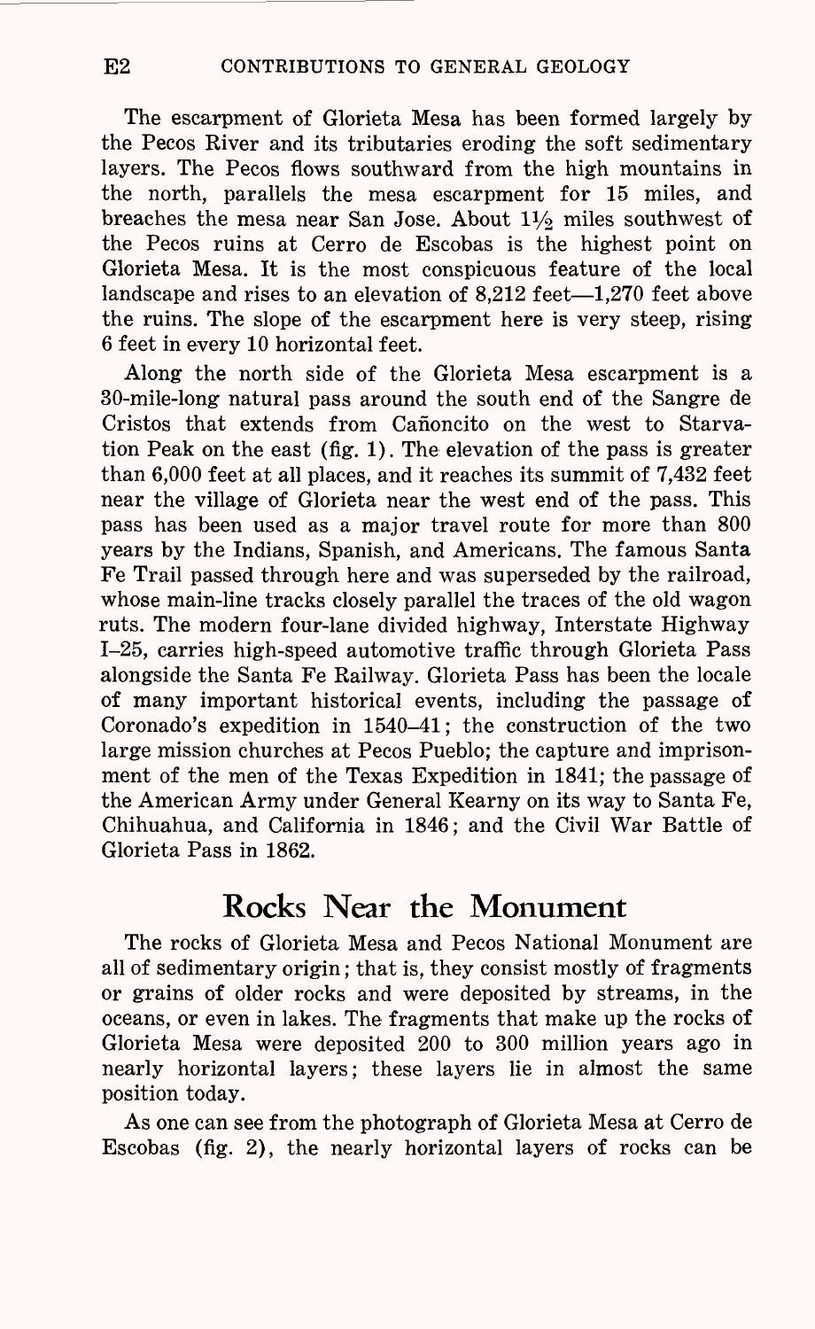The escarpment of Glorieta Mesa has been formed largely by the Pecos River and its tributaries eroding the soft sedimentary layers. The Pecos flows southward from the high mountains in the north, parallels the mesa escarpment for 15 miles, and breaches the mesa near San Jose. About 1½ miles southwest of the Pecos ruins at Cerro de Escobas is the highest point on Glorieta Mesa. It is the most conspicuous feature of the local landscape and rises to an elevation of 8,212 feet—1,270 feet above the ruins. The slope of the escarpment here is very steep, rising 6 feet in every 10 horizontal feet.

Along the north side of the Glorieta Mesa escarpment is a 30-mile-long natural pass around the south end of the Sangre de Cristos that extends from Cañoncito on the west to Starvation Peak on the east (fig. 1). The elevation of the pass is greater than 6,000 feet at all places, and it reaches its summit of 7,432 feet near the village of Glorieta near the west end of the pass. This pass has been used as a major travel route for more than 800 years by the Indians, Spanish, and Americans. The famous Santa Fe Trail passed through here and was superseded by the railroad, whose main-line tracks closely parallel the traces of the old wagon ruts. The modern four-lane divided highway, Interstate Highway I–25, carries high-speed automotive traffic through Glorieta Pass alongside the Santa Fe Railway. Glorieta Pass has been the locale of many important historical events, including the passage of Coronado's expedition in 1540–41; the construction of the two large mission churches at Pecos Pueblo; the capture and imprisonment of the men of the Texas Expedition in 1841; the passage of the American Army under General Kearny on its way to Santa Fe, Chihuahua, and California in 1846; and the Civil War Battle of Glorieta Pass in 1862.

## Rocks Near the Monument

The rocks of Glorieta Mesa and Pecos National Monument are all of sedimentary origin; that is, they consist mostly of fragments or grains of older rocks and were deposited by streams, in the oceans, or even in lakes. The fragments that make up the rocks of Glorieta Mesa were deposited 200 to 300 million years ago in nearly horizontal layers; these layers lie in almost the same position today.

As one can see from the photograph of Glorieta Mesa at Cerro de Escobas (fig. 2), the nearly horizontal layers of rocks can be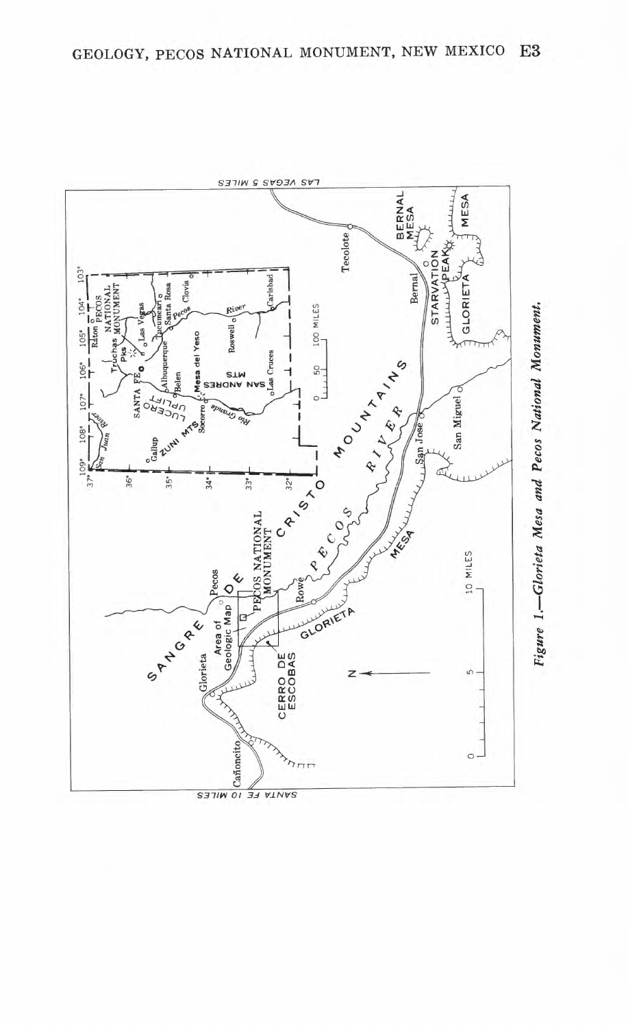*Figure 1.—Glorieta Mesa and Pecos National Monument.*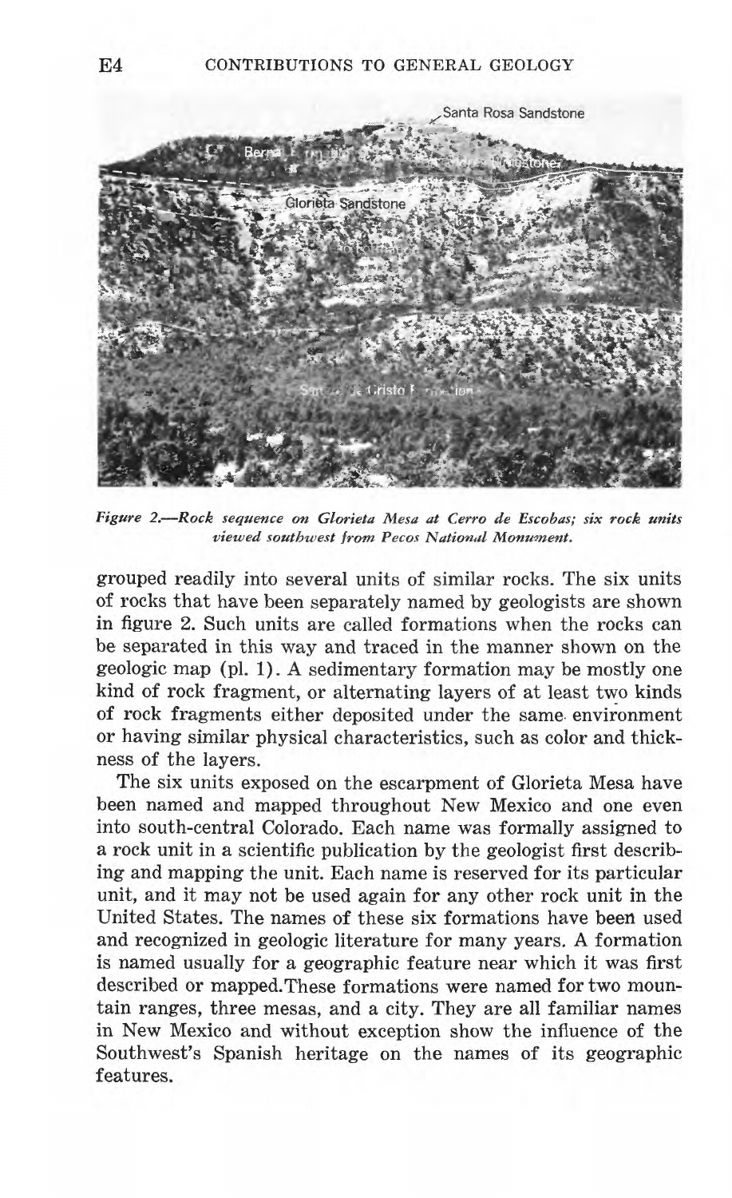Figure 2.—Rock sequence on Glorieta Mesa at Cerro de Escobas; six rock units viewed southwest from Pecos National Monument.

grouped readily into several units of similar rocks. The six units of rocks that have been separately named by geologists are shown in figure 2. Such units are called formations when the rocks can be separated in this way and traced in the manner shown on the geologic map (pl. 1). A sedimentary formation may be mostly one kind of rock fragment, or alternating layers of at least two kinds of rock fragments either deposited under the same environment or having similar physical characteristics, such as color and thickness of the layers.

The six units exposed on the escarpment of Glorieta Mesa have been named and mapped throughout New Mexico and one even into south-central Colorado. Each name was formally assigned to a rock unit in a scientific publication by the geologist first describing and mapping the unit. Each name is reserved for its particular unit, and it may not be used again for any other rock unit in the United States. The names of these six formations have been used and recognized in geologic literature for many years. A formation is named usually for a geographic feature near which it was first described or mapped.These formations were named for two mountain ranges, three mesas, and a city. They are all familiar names in New Mexico and without exception show the influence of the Southwest's Spanish heritage on the names of its geographic features.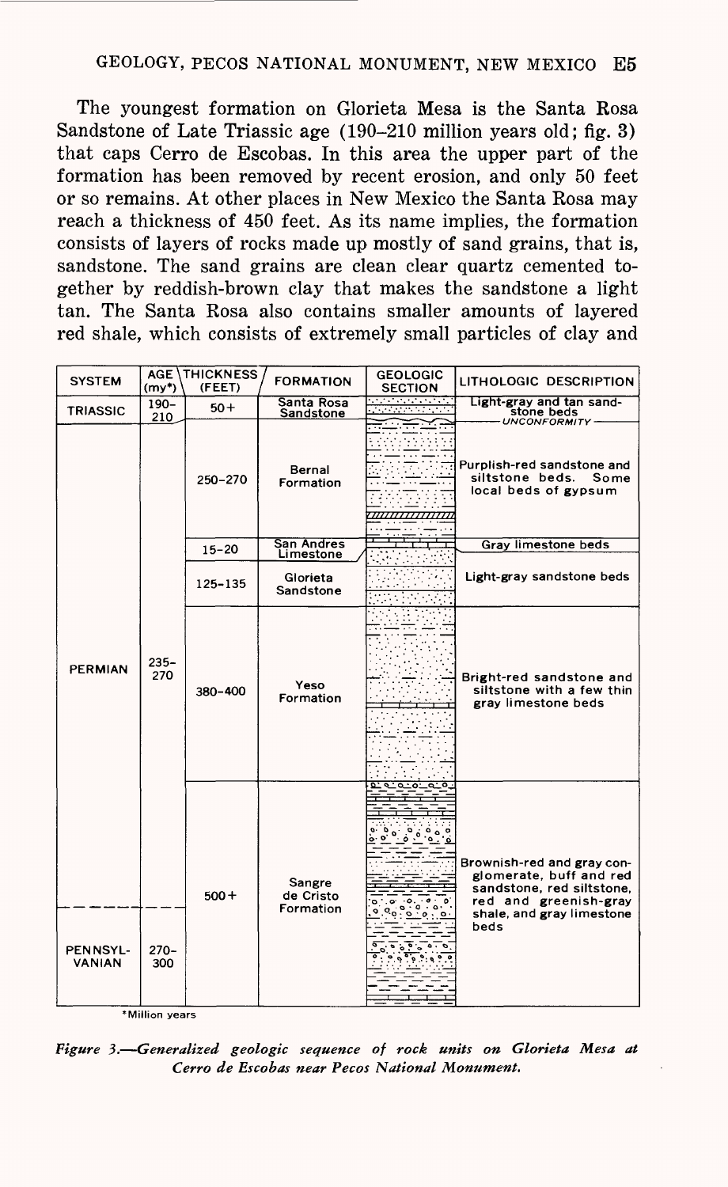The youngest formation on Glorieta Mesa is the Santa Rosa Sandstone of Late Triassic age (190–210 million years old; fig. 3) that caps Cerro de Escobas. In this area the upper part of the formation has been removed by recent erosion, and only 50 feet or so remains. At other places in New Mexico the Santa Rosa may reach a thickness of 450 feet. As its name implies, the formation consists of layers of rocks made up mostly of sand grains, that is, sandstone. The sand grains are clean clear quartz cemented together by reddish-brown clay that makes the sandstone a light tan. The Santa Rosa also contains smaller amounts of layered red shale, which consists of extremely small particles of clay and

| SYSTEM | AGE (my*) | THICKNESS (FEET) | FORMATION | GEOLOGIC SECTION | LITHOLOGIC DESCRIPTION |
|---|---|---|---|---|---|
| TRIASSIC | 190–210 | 50+ | Santa Rosa Sandstone | | Light-gray and tan sandstone beds |
| | | | | | UNCONFORMITY |
| PERMIAN | 235–270 | 250–270 | Bernal Formation | | Purplish-red sandstone and siltstone beds. Some local beds of gypsum |
| | | 15–20 | San Andres Limestone | | Gray limestone beds |
| | | 125–135 | Glorieta Sandstone | | Light-gray sandstone beds |
| | | 380–400 | Yeso Formation | | Bright-red sandstone and siltstone with a few thin gray limestone beds |
| PERMIAN / PENNSYLVANIAN | 235–270 / 270–300 | 500+ | Sangre de Cristo Formation | | Brownish-red and gray conglomerate, buff and red sandstone, red siltstone, red and greenish-gray shale, and gray limestone beds |

*Million years

*Figure 3.—Generalized geologic sequence of rock units on Glorieta Mesa at Cerro de Escobas near Pecos National Monument.*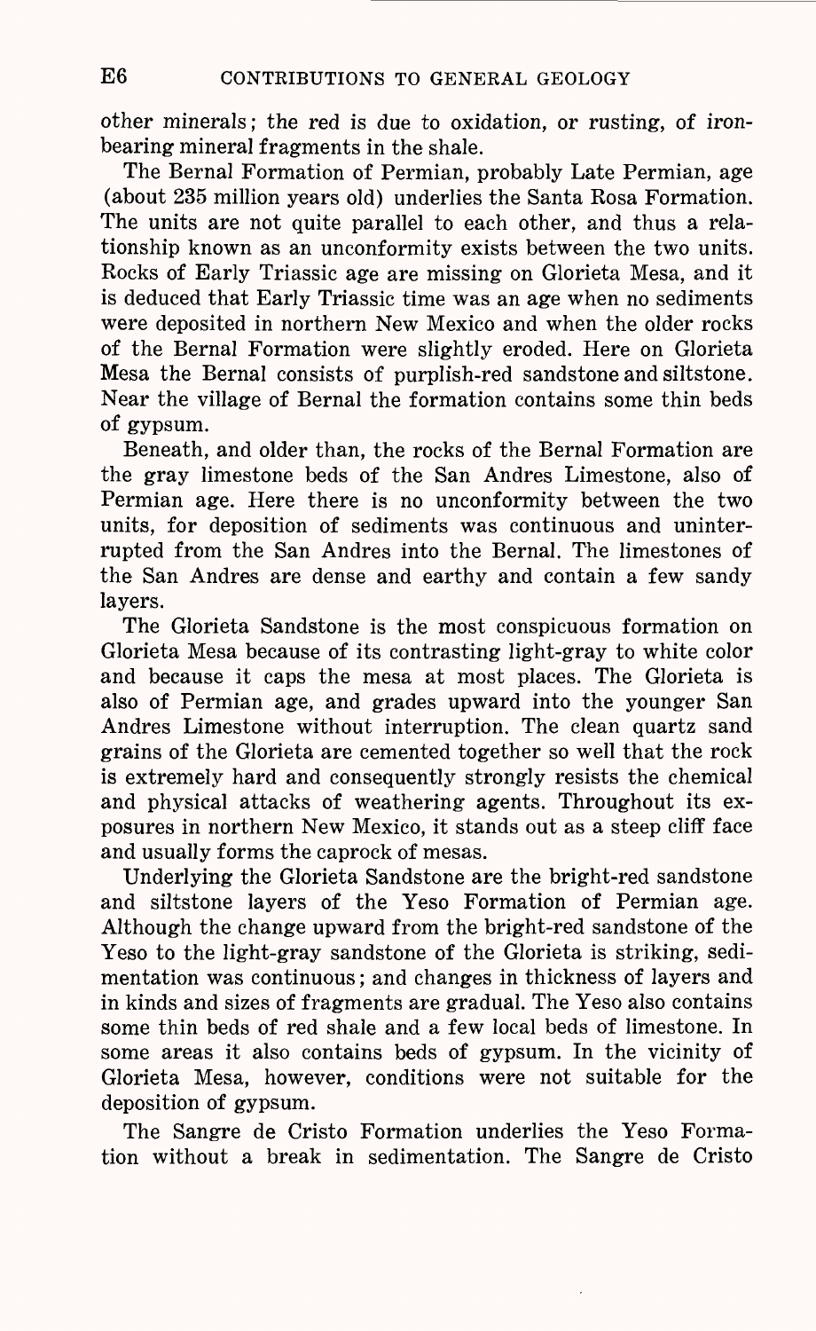other minerals; the red is due to oxidation, or rusting, of iron-bearing mineral fragments in the shale.

The Bernal Formation of Permian, probably Late Permian, age (about 235 million years old) underlies the Santa Rosa Formation. The units are not quite parallel to each other, and thus a relationship known as an unconformity exists between the two units. Rocks of Early Triassic age are missing on Glorieta Mesa, and it is deduced that Early Triassic time was an age when no sediments were deposited in northern New Mexico and when the older rocks of the Bernal Formation were slightly eroded. Here on Glorieta Mesa the Bernal consists of purplish-red sandstone and siltstone. Near the village of Bernal the formation contains some thin beds of gypsum.

Beneath, and older than, the rocks of the Bernal Formation are the gray limestone beds of the San Andres Limestone, also of Permian age. Here there is no unconformity between the two units, for deposition of sediments was continuous and uninterrupted from the San Andres into the Bernal. The limestones of the San Andres are dense and earthy and contain a few sandy layers.

The Glorieta Sandstone is the most conspicuous formation on Glorieta Mesa because of its contrasting light-gray to white color and because it caps the mesa at most places. The Glorieta is also of Permian age, and grades upward into the younger San Andres Limestone without interruption. The clean quartz sand grains of the Glorieta are cemented together so well that the rock is extremely hard and consequently strongly resists the chemical and physical attacks of weathering agents. Throughout its exposures in northern New Mexico, it stands out as a steep cliff face and usually forms the caprock of mesas.

Underlying the Glorieta Sandstone are the bright-red sandstone and siltstone layers of the Yeso Formation of Permian age. Although the change upward from the bright-red sandstone of the Yeso to the light-gray sandstone of the Glorieta is striking, sedimentation was continuous; and changes in thickness of layers and in kinds and sizes of fragments are gradual. The Yeso also contains some thin beds of red shale and a few local beds of limestone. In some areas it also contains beds of gypsum. In the vicinity of Glorieta Mesa, however, conditions were not suitable for the deposition of gypsum.

The Sangre de Cristo Formation underlies the Yeso Formation without a break in sedimentation. The Sangre de Cristo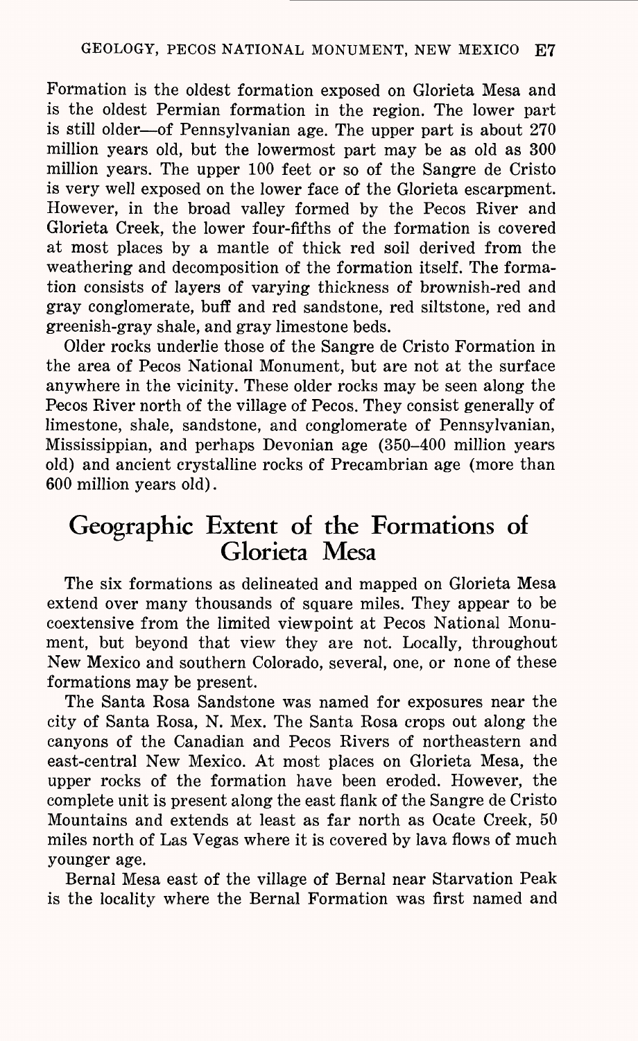Formation is the oldest formation exposed on Glorieta Mesa and is the oldest Permian formation in the region. The lower part is still older—of Pennsylvanian age. The upper part is about 270 million years old, but the lowermost part may be as old as 300 million years. The upper 100 feet or so of the Sangre de Cristo is very well exposed on the lower face of the Glorieta escarpment. However, in the broad valley formed by the Pecos River and Glorieta Creek, the lower four-fifths of the formation is covered at most places by a mantle of thick red soil derived from the weathering and decomposition of the formation itself. The formation consists of layers of varying thickness of brownish-red and gray conglomerate, buff and red sandstone, red siltstone, red and greenish-gray shale, and gray limestone beds.

Older rocks underlie those of the Sangre de Cristo Formation in the area of Pecos National Monument, but are not at the surface anywhere in the vicinity. These older rocks may be seen along the Pecos River north of the village of Pecos. They consist generally of limestone, shale, sandstone, and conglomerate of Pennsylvanian, Mississippian, and perhaps Devonian age (350–400 million years old) and ancient crystalline rocks of Precambrian age (more than 600 million years old).

## Geographic Extent of the Formations of Glorieta Mesa

The six formations as delineated and mapped on Glorieta Mesa extend over many thousands of square miles. They appear to be coextensive from the limited viewpoint at Pecos National Monument, but beyond that view they are not. Locally, throughout New Mexico and southern Colorado, several, one, or none of these formations may be present.

The Santa Rosa Sandstone was named for exposures near the city of Santa Rosa, N. Mex. The Santa Rosa crops out along the canyons of the Canadian and Pecos Rivers of northeastern and east-central New Mexico. At most places on Glorieta Mesa, the upper rocks of the formation have been eroded. However, the complete unit is present along the east flank of the Sangre de Cristo Mountains and extends at least as far north as Ocate Creek, 50 miles north of Las Vegas where it is covered by lava flows of much younger age.

Bernal Mesa east of the village of Bernal near Starvation Peak is the locality where the Bernal Formation was first named and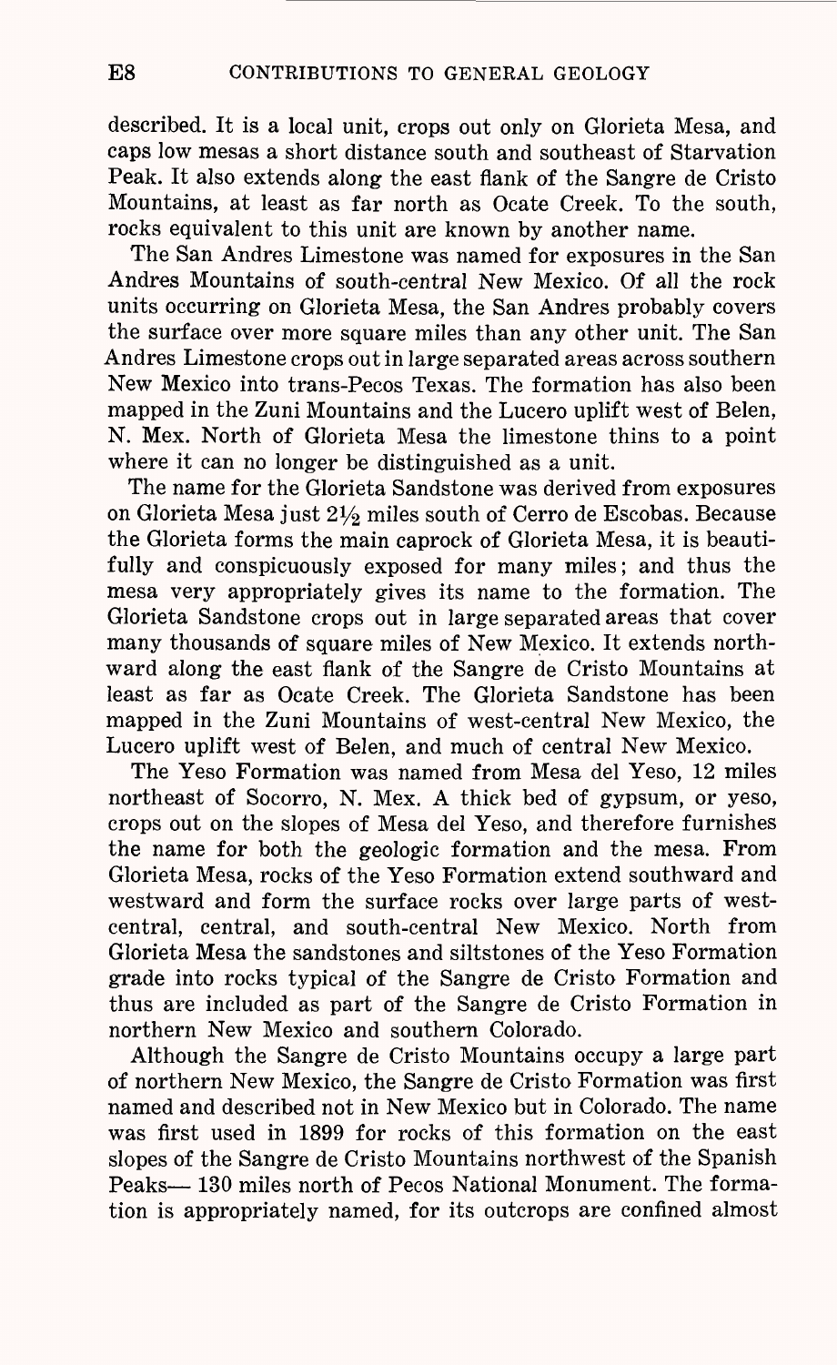described. It is a local unit, crops out only on Glorieta Mesa, and caps low mesas a short distance south and southeast of Starvation Peak. It also extends along the east flank of the Sangre de Cristo Mountains, at least as far north as Ocate Creek. To the south, rocks equivalent to this unit are known by another name.

The San Andres Limestone was named for exposures in the San Andres Mountains of south-central New Mexico. Of all the rock units occurring on Glorieta Mesa, the San Andres probably covers the surface over more square miles than any other unit. The San Andres Limestone crops out in large separated areas across southern New Mexico into trans-Pecos Texas. The formation has also been mapped in the Zuni Mountains and the Lucero uplift west of Belen, N. Mex. North of Glorieta Mesa the limestone thins to a point where it can no longer be distinguished as a unit.

The name for the Glorieta Sandstone was derived from exposures on Glorieta Mesa just 2½ miles south of Cerro de Escobas. Because the Glorieta forms the main caprock of Glorieta Mesa, it is beautifully and conspicuously exposed for many miles; and thus the mesa very appropriately gives its name to the formation. The Glorieta Sandstone crops out in large separated areas that cover many thousands of square miles of New Mexico. It extends northward along the east flank of the Sangre de Cristo Mountains at least as far as Ocate Creek. The Glorieta Sandstone has been mapped in the Zuni Mountains of west-central New Mexico, the Lucero uplift west of Belen, and much of central New Mexico.

The Yeso Formation was named from Mesa del Yeso, 12 miles northeast of Socorro, N. Mex. A thick bed of gypsum, or yeso, crops out on the slopes of Mesa del Yeso, and therefore furnishes the name for both the geologic formation and the mesa. From Glorieta Mesa, rocks of the Yeso Formation extend southward and westward and form the surface rocks over large parts of west-central, central, and south-central New Mexico. North from Glorieta Mesa the sandstones and siltstones of the Yeso Formation grade into rocks typical of the Sangre de Cristo Formation and thus are included as part of the Sangre de Cristo Formation in northern New Mexico and southern Colorado.

Although the Sangre de Cristo Mountains occupy a large part of northern New Mexico, the Sangre de Cristo Formation was first named and described not in New Mexico but in Colorado. The name was first used in 1899 for rocks of this formation on the east slopes of the Sangre de Cristo Mountains northwest of the Spanish Peaks— 130 miles north of Pecos National Monument. The formation is appropriately named, for its outcrops are confined almost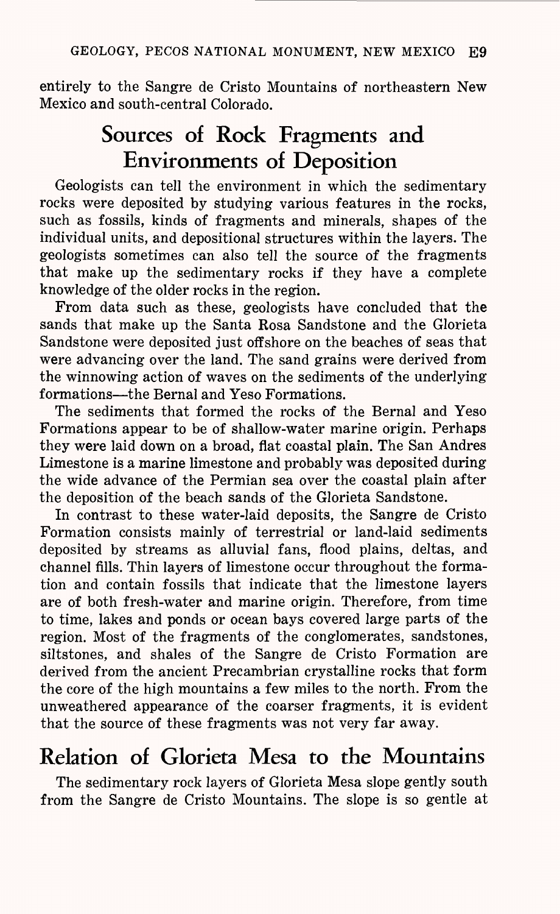entirely to the Sangre de Cristo Mountains of northeastern New Mexico and south-central Colorado.

## Sources of Rock Fragments and Environments of Deposition

Geologists can tell the environment in which the sedimentary rocks were deposited by studying various features in the rocks, such as fossils, kinds of fragments and minerals, shapes of the individual units, and depositional structures within the layers. The geologists sometimes can also tell the source of the fragments that make up the sedimentary rocks if they have a complete knowledge of the older rocks in the region.

From data such as these, geologists have concluded that the sands that make up the Santa Rosa Sandstone and the Glorieta Sandstone were deposited just offshore on the beaches of seas that were advancing over the land. The sand grains were derived from the winnowing action of waves on the sediments of the underlying formations—the Bernal and Yeso Formations.

The sediments that formed the rocks of the Bernal and Yeso Formations appear to be of shallow-water marine origin. Perhaps they were laid down on a broad, flat coastal plain. The San Andres Limestone is a marine limestone and probably was deposited during the wide advance of the Permian sea over the coastal plain after the deposition of the beach sands of the Glorieta Sandstone.

In contrast to these water-laid deposits, the Sangre de Cristo Formation consists mainly of terrestrial or land-laid sediments deposited by streams as alluvial fans, flood plains, deltas, and channel fills. Thin layers of limestone occur throughout the formation and contain fossils that indicate that the limestone layers are of both fresh-water and marine origin. Therefore, from time to time, lakes and ponds or ocean bays covered large parts of the region. Most of the fragments of the conglomerates, sandstones, siltstones, and shales of the Sangre de Cristo Formation are derived from the ancient Precambrian crystalline rocks that form the core of the high mountains a few miles to the north. From the unweathered appearance of the coarser fragments, it is evident that the source of these fragments was not very far away.

## Relation of Glorieta Mesa to the Mountains

The sedimentary rock layers of Glorieta Mesa slope gently south from the Sangre de Cristo Mountains. The slope is so gentle at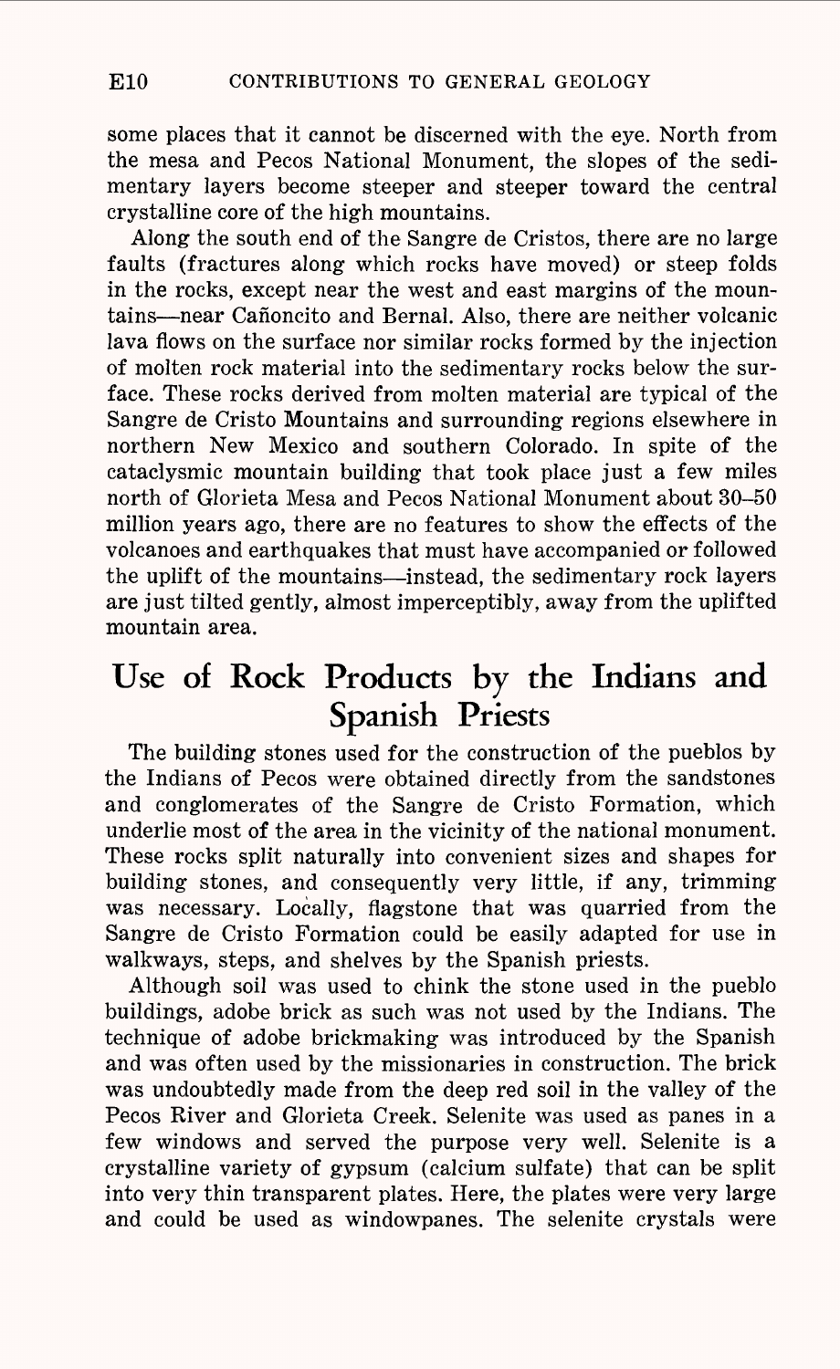some places that it cannot be discerned with the eye. North from the mesa and Pecos National Monument, the slopes of the sedimentary layers become steeper and steeper toward the central crystalline core of the high mountains.

Along the south end of the Sangre de Cristos, there are no large faults (fractures along which rocks have moved) or steep folds in the rocks, except near the west and east margins of the mountains—near Cañoncito and Bernal. Also, there are neither volcanic lava flows on the surface nor similar rocks formed by the injection of molten rock material into the sedimentary rocks below the surface. These rocks derived from molten material are typical of the Sangre de Cristo Mountains and surrounding regions elsewhere in northern New Mexico and southern Colorado. In spite of the cataclysmic mountain building that took place just a few miles north of Glorieta Mesa and Pecos National Monument about 30–50 million years ago, there are no features to show the effects of the volcanoes and earthquakes that must have accompanied or followed the uplift of the mountains—instead, the sedimentary rock layers are just tilted gently, almost imperceptibly, away from the uplifted mountain area.

## Use of Rock Products by the Indians and Spanish Priests

The building stones used for the construction of the pueblos by the Indians of Pecos were obtained directly from the sandstones and conglomerates of the Sangre de Cristo Formation, which underlie most of the area in the vicinity of the national monument. These rocks split naturally into convenient sizes and shapes for building stones, and consequently very little, if any, trimming was necessary. Locally, flagstone that was quarried from the Sangre de Cristo Formation could be easily adapted for use in walkways, steps, and shelves by the Spanish priests.

Although soil was used to chink the stone used in the pueblo buildings, adobe brick as such was not used by the Indians. The technique of adobe brickmaking was introduced by the Spanish and was often used by the missionaries in construction. The brick was undoubtedly made from the deep red soil in the valley of the Pecos River and Glorieta Creek. Selenite was used as panes in a few windows and served the purpose very well. Selenite is a crystalline variety of gypsum (calcium sulfate) that can be split into very thin transparent plates. Here, the plates were very large and could be used as windowpanes. The selenite crystals were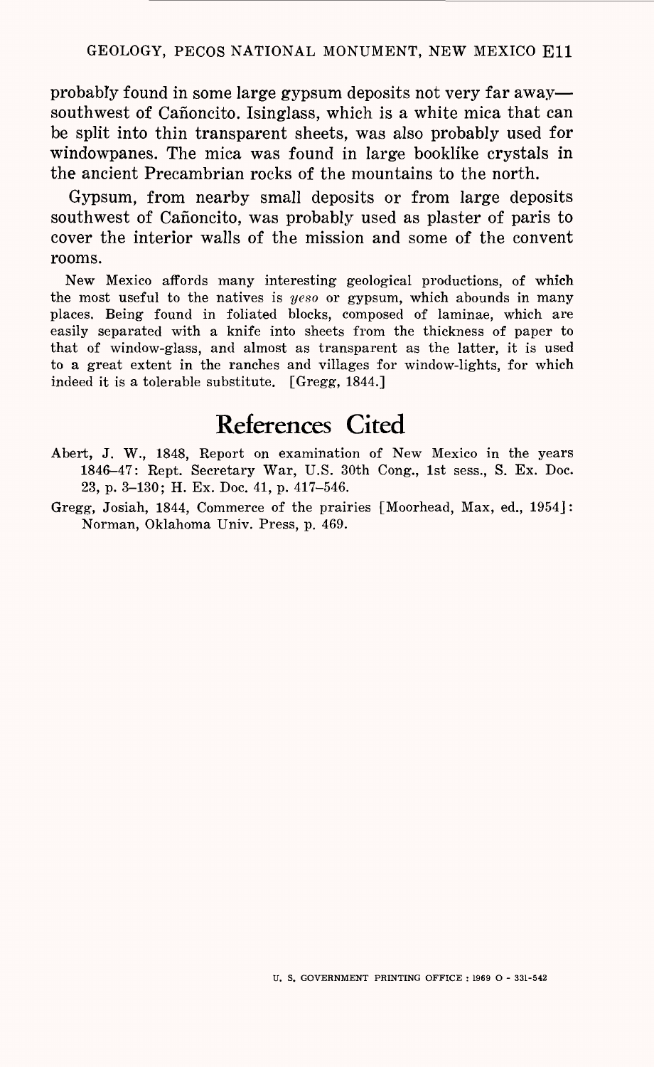probably found in some large gypsum deposits not very far away—southwest of Cañoncito. Isinglass, which is a white mica that can be split into thin transparent sheets, was also probably used for windowpanes. The mica was found in large booklike crystals in the ancient Precambrian rocks of the mountains to the north.

Gypsum, from nearby small deposits or from large deposits southwest of Cañoncito, was probably used as plaster of paris to cover the interior walls of the mission and some of the convent rooms.

> New Mexico affords many interesting geological productions, of which the most useful to the natives is *yeso* or gypsum, which abounds in many places. Being found in foliated blocks, composed of laminae, which are easily separated with a knife into sheets from the thickness of paper to that of window-glass, and almost as transparent as the latter, it is used to a great extent in the ranches and villages for window-lights, for which indeed it is a tolerable substitute. [Gregg, 1844.]

# References Cited

Abert, J. W., 1848, Report on examination of New Mexico in the years 1846–47: Rept. Secretary War, U.S. 30th Cong., 1st sess., S. Ex. Doc. 23, p. 3–130; H. Ex. Doc. 41, p. 417–546.

Gregg, Josiah, 1844, Commerce of the prairies [Moorhead, Max, ed., 1954]: Norman, Oklahoma Univ. Press, p. 469.

U. S. GOVERNMENT PRINTING OFFICE : 1969 O - 331-542